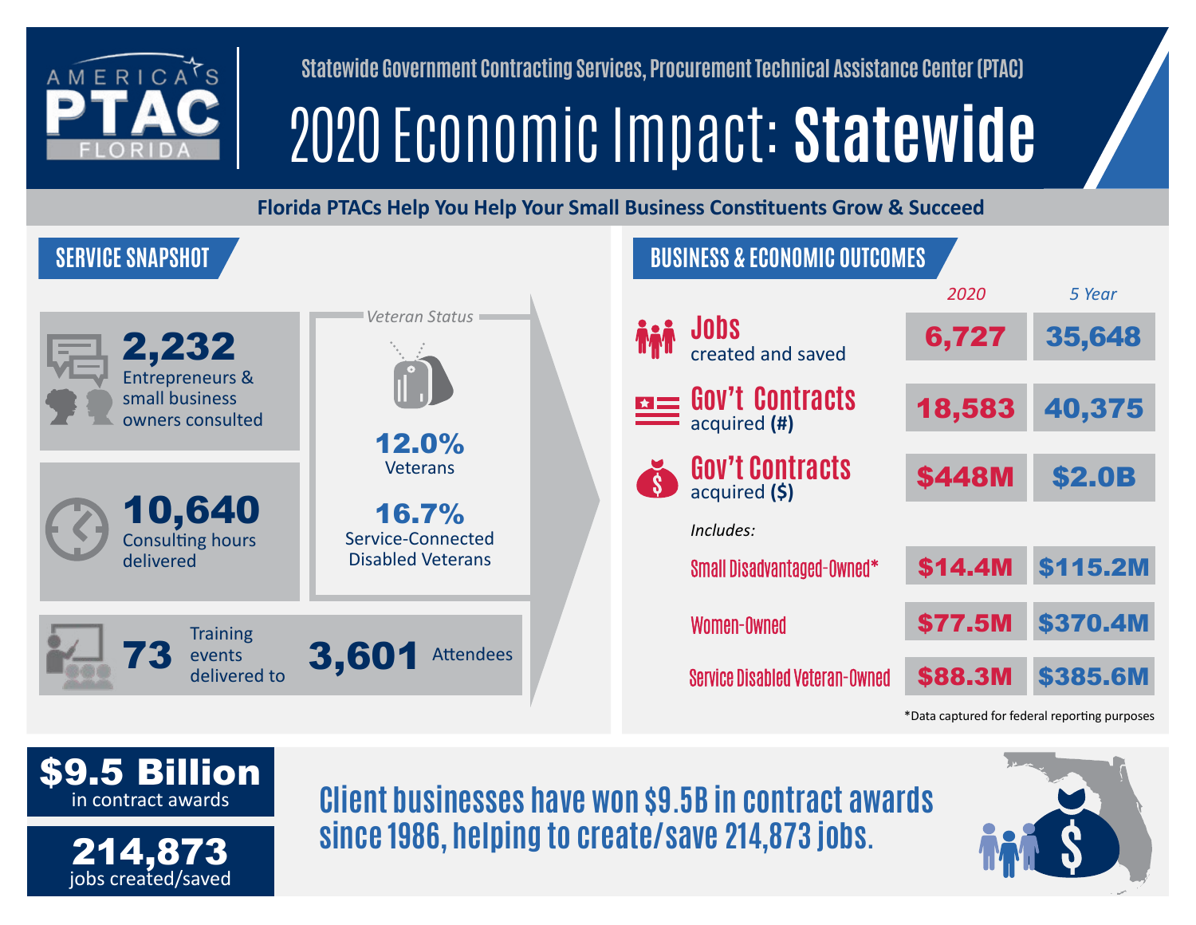AMERICA'S PTAC FLORIDA

Statewide Government Contracting Services, Procurement Technical Assistance Center (PTAC)

# 2020 Economic Impact: **Statewide**

**Florida PTACs Help You Help Your Small Business Constituents Grow & Succeed**

## SERVICE SNAPSHOT

**2,232** Entrepreneurs & small business owners consulted

**10,640** Consulting hours delivered

*Veteran Status*

**12.0%** Veterans

**16.7%** Service-Connected Disabled Veterans

**73** Training events delivered to **3,601** Attendees

## BUSINESS & ECONOMIC OUTCOMES

| | *2020* | *5 Year* |
|---|---|---|
| **Jobs** created and saved | 6,727 | 35,648 |
| **Gov't Contracts** acquired **(#)** | 18,583 | 40,375 |
| **Gov't Contracts** acquired **($)** | $448M | $2.0B |
| *Includes:* | | |
| Small Disadvantaged-Owned* | $14.4M | $115.2M |
| Women-Owned | $77.5M | $370.4M |
| Service Disabled Veteran-Owned | $88.3M | $385.6M |

*Data captured for federal reporting purposes

**$9.5 Billion** in contract awards

**214,873** jobs created/saved

**Client businesses have won $9.5B in contract awards since 1986, helping to create/save 214,873 jobs.**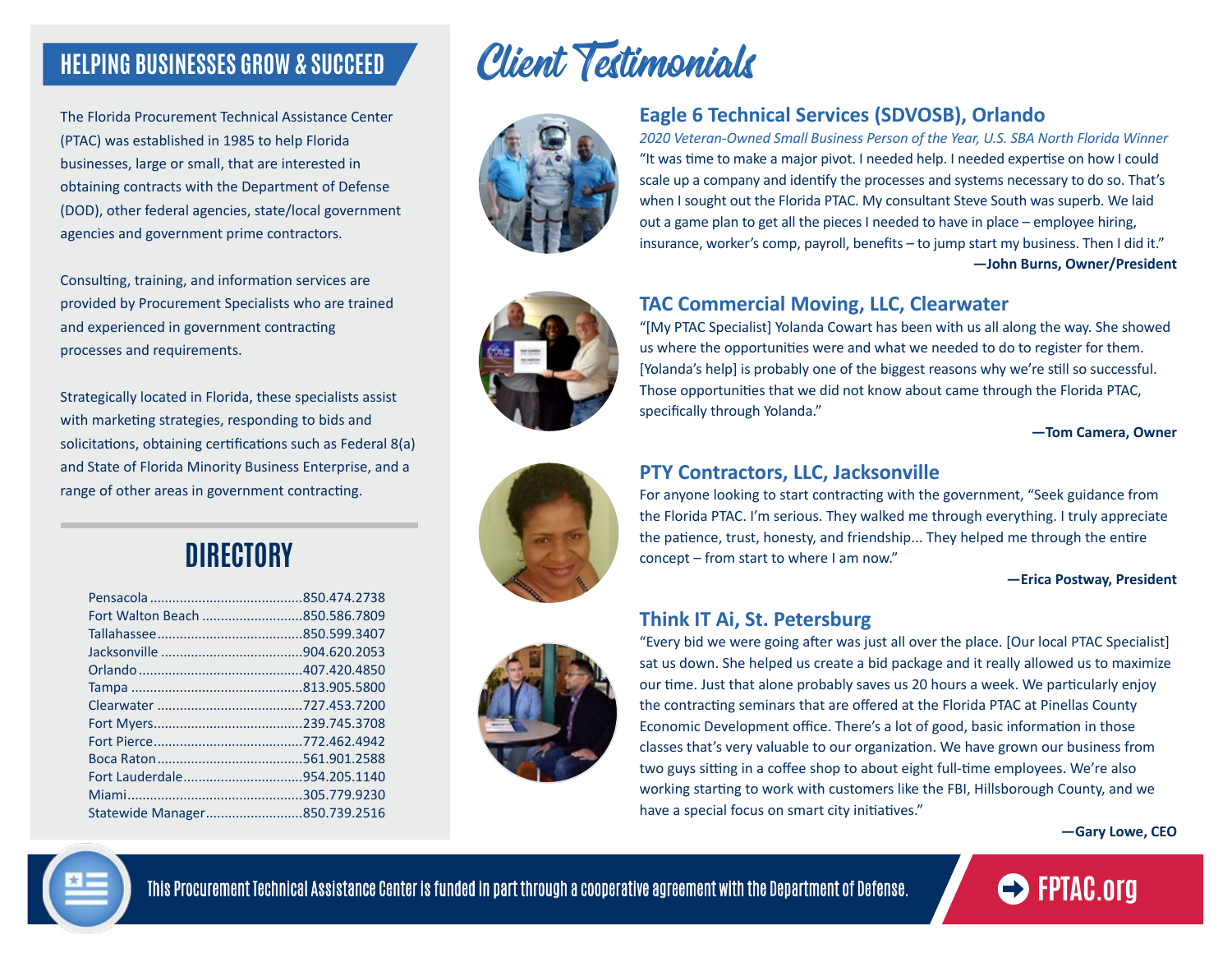## HELPING BUSINESSES GROW & SUCCEED

The Florida Procurement Technical Assistance Center (PTAC) was established in 1985 to help Florida businesses, large or small, that are interested in obtaining contracts with the Department of Defense (DOD), other federal agencies, state/local government agencies and government prime contractors.

Consulting, training, and information services are provided by Procurement Specialists who are trained and experienced in government contracting processes and requirements.

Strategically located in Florida, these specialists assist with marketing strategies, responding to bids and solicitations, obtaining certifications such as Federal 8(a) and State of Florida Minority Business Enterprise, and a range of other areas in government contracting.

## DIRECTORY

| | |
|---|---|
| Pensacola | 850.474.2738 |
| Fort Walton Beach | 850.586.7809 |
| Tallahassee | 850.599.3407 |
| Jacksonville | 904.620.2053 |
| Orlando | 407.420.4850 |
| Tampa | 813.905.5800 |
| Clearwater | 727.453.7200 |
| Fort Myers | 239.745.3708 |
| Fort Pierce | 772.462.4942 |
| Boca Raton | 561.901.2588 |
| Fort Lauderdale | 954.205.1140 |
| Miami | 305.779.9230 |
| Statewide Manager | 850.739.2516 |

# Client Testimonials

### Eagle 6 Technical Services (SDVOSB), Orlando

*2020 Veteran-Owned Small Business Person of the Year, U.S. SBA North Florida Winner*

"It was time to make a major pivot. I needed help. I needed expertise on how I could scale up a company and identify the processes and systems necessary to do so. That's when I sought out the Florida PTAC. My consultant Steve South was superb. We laid out a game plan to get all the pieces I needed to have in place – employee hiring, insurance, worker's comp, payroll, benefits – to jump start my business. Then I did it."

**—John Burns, Owner/President**

### TAC Commercial Moving, LLC, Clearwater

"[My PTAC Specialist] Yolanda Cowart has been with us all along the way. She showed us where the opportunities were and what we needed to do to register for them. [Yolanda's help] is probably one of the biggest reasons why we're still so successful. Those opportunities that we did not know about came through the Florida PTAC, specifically through Yolanda."

**—Tom Camera, Owner**

### PTY Contractors, LLC, Jacksonville

For anyone looking to start contracting with the government, "Seek guidance from the Florida PTAC. I'm serious. They walked me through everything. I truly appreciate the patience, trust, honesty, and friendship... They helped me through the entire concept – from start to where I am now."

**—Erica Postway, President**

### Think IT Ai, St. Petersburg

"Every bid we were going after was just all over the place. [Our local PTAC Specialist] sat us down. She helped us create a bid package and it really allowed us to maximize our time. Just that alone probably saves us 20 hours a week. We particularly enjoy the contracting seminars that are offered at the Florida PTAC at Pinellas County Economic Development office. There's a lot of good, basic information in those classes that's very valuable to our organization. We have grown our business from two guys sitting in a coffee shop to about eight full-time employees. We're also working starting to work with customers like the FBI, Hillsborough County, and we have a special focus on smart city initiatives."

**—Gary Lowe, CEO**

This Procurement Technical Assistance Center is funded in part through a cooperative agreement with the Department of Defense.

FPTAC.org